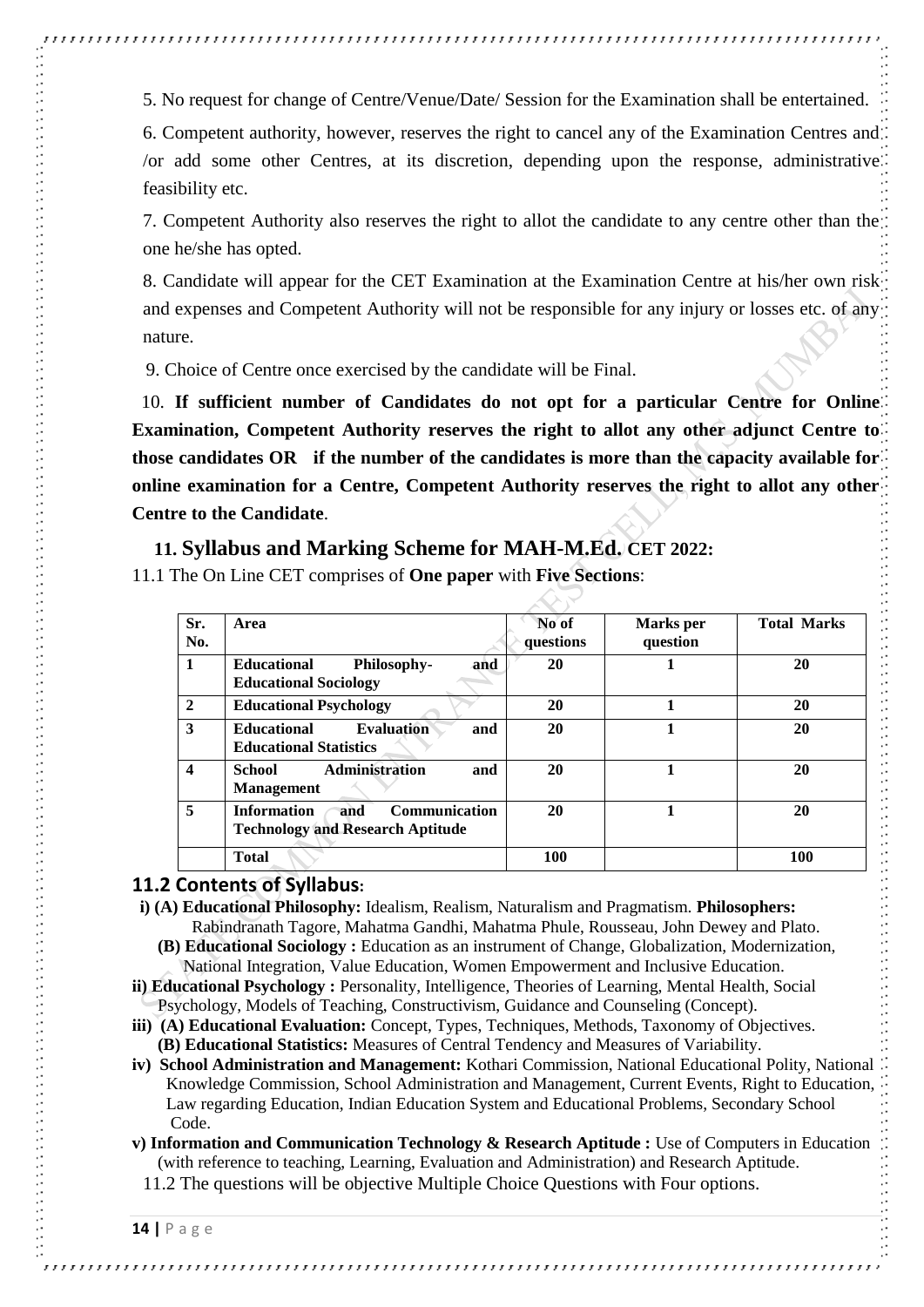5. No request for change of Centre/Venue/Date/ Session for the Examination shall be entertained.

6. Competent authority, however, reserves the right to cancel any of the Examination Centres and /or add some other Centres, at its discretion, depending upon the response, administrative feasibility etc.

7. Competent Authority also reserves the right to allot the candidate to any centre other than the one he/she has opted.

8. Candidate will appear for the CET Examination at the Examination Centre at his/her own risk and expenses and Competent Authority will not be responsible for any injury or losses etc. of any nature.

9. Choice of Centre once exercised by the candidate will be Final.

10. **If sufficient number of Candidates do not opt for a particular Centre for Online Examination, Competent Authority reserves the right to allot any other adjunct Centre to those candidates OR if the number of the candidates is more than the capacity available for online examination for a Centre, Competent Authority reserves the right to allot any other Centre to the Candidate**.

## 11. Syllabus and Marking Scheme for MAH-M.Ed. CET 2022:

11.1 The On Line CET comprises of **One paper** with **Five Sections**:

| Sr. No. | Area | No of questions | Marks per question | Total Marks |
|---|---|---|---|---|
| 1 | Educational Philosophy- and Educational Sociology | 20 | 1 | 20 |
| 2 | Educational Psychology | 20 | 1 | 20 |
| 3 | Educational Evaluation and Educational Statistics | 20 | 1 | 20 |
| 4 | School Administration and Management | 20 | 1 | 20 |
| 5 | Information and Communication Technology and Research Aptitude | 20 | 1 | 20 |
| | Total | 100 | | 100 |

### 11.2 Contents of Syllabus:

**i) (A) Educational Philosophy:** Idealism, Realism, Naturalism and Pragmatism. **Philosophers:** Rabindranath Tagore, Mahatma Gandhi, Mahatma Phule, Rousseau, John Dewey and Plato.

**(B) Educational Sociology :** Education as an instrument of Change, Globalization, Modernization, National Integration, Value Education, Women Empowerment and Inclusive Education.

**ii) Educational Psychology :** Personality, Intelligence, Theories of Learning, Mental Health, Social Psychology, Models of Teaching, Constructivism, Guidance and Counseling (Concept).

**iii) (A) Educational Evaluation:** Concept, Types, Techniques, Methods, Taxonomy of Objectives.

**(B) Educational Statistics:** Measures of Central Tendency and Measures of Variability.

**iv) School Administration and Management:** Kothari Commission, National Educational Polity, National Knowledge Commission, School Administration and Management, Current Events, Right to Education, Law regarding Education, Indian Education System and Educational Problems, Secondary School Code.

**v) Information and Communication Technology & Research Aptitude :** Use of Computers in Education (with reference to teaching, Learning, Evaluation and Administration) and Research Aptitude.

11.2 The questions will be objective Multiple Choice Questions with Four options.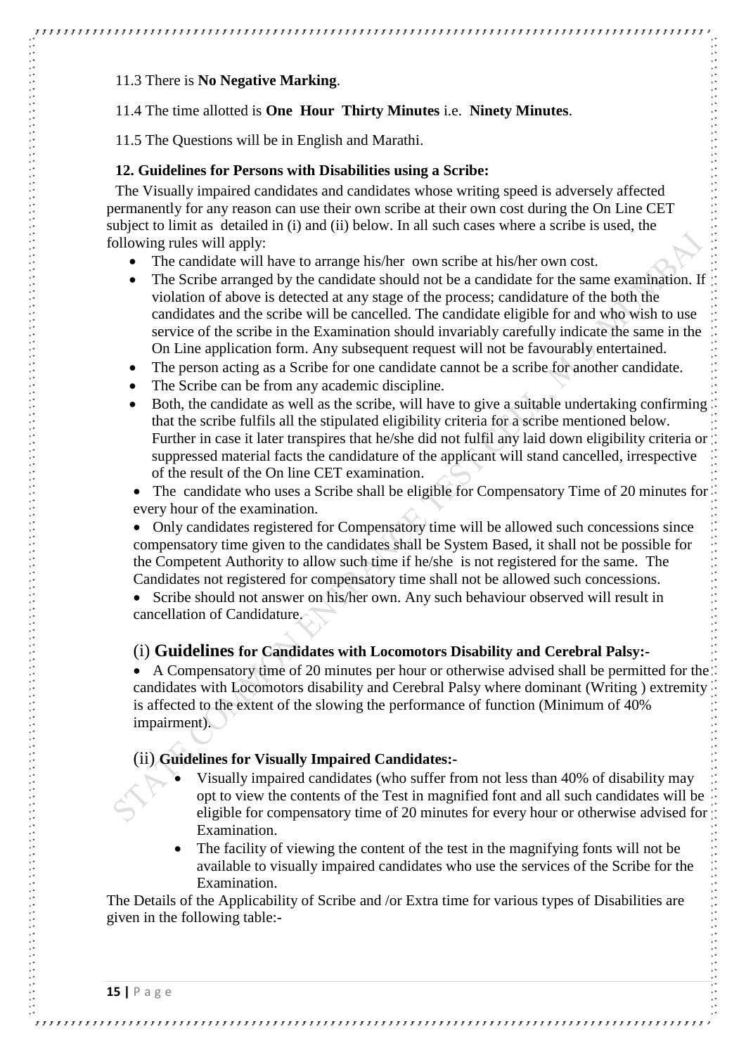11.3 There is **No Negative Marking**.

11.4 The time allotted is **One Hour Thirty Minutes** i.e. **Ninety Minutes**.

11.5 The Questions will be in English and Marathi.

**12. Guidelines for Persons with Disabilities using a Scribe:**

The Visually impaired candidates and candidates whose writing speed is adversely affected permanently for any reason can use their own scribe at their own cost during the On Line CET subject to limit as detailed in (i) and (ii) below. In all such cases where a scribe is used, the following rules will apply:

- The candidate will have to arrange his/her own scribe at his/her own cost.
- The Scribe arranged by the candidate should not be a candidate for the same examination. If violation of above is detected at any stage of the process; candidature of the both the candidates and the scribe will be cancelled. The candidate eligible for and who wish to use service of the scribe in the Examination should invariably carefully indicate the same in the On Line application form. Any subsequent request will not be favourably entertained.
- The person acting as a Scribe for one candidate cannot be a scribe for another candidate.
- The Scribe can be from any academic discipline.
- Both, the candidate as well as the scribe, will have to give a suitable undertaking confirming that the scribe fulfils all the stipulated eligibility criteria for a scribe mentioned below. Further in case it later transpires that he/she did not fulfil any laid down eligibility criteria or suppressed material facts the candidature of the applicant will stand cancelled, irrespective of the result of the On line CET examination.
- The candidate who uses a Scribe shall be eligible for Compensatory Time of 20 minutes for every hour of the examination.
- Only candidates registered for Compensatory time will be allowed such concessions since compensatory time given to the candidates shall be System Based, it shall not be possible for the Competent Authority to allow such time if he/she is not registered for the same. The Candidates not registered for compensatory time shall not be allowed such concessions.
- Scribe should not answer on his/her own. Any such behaviour observed will result in cancellation of Candidature.

### (i) **Guidelines for Candidates with Locomotors Disability and Cerebral Palsy:-**

- A Compensatory time of 20 minutes per hour or otherwise advised shall be permitted for the candidates with Locomotors disability and Cerebral Palsy where dominant (Writing ) extremity is affected to the extent of the slowing the performance of function (Minimum of 40% impairment).

### (ii) **Guidelines for Visually Impaired Candidates:-**

- Visually impaired candidates (who suffer from not less than 40% of disability may opt to view the contents of the Test in magnified font and all such candidates will be eligible for compensatory time of 20 minutes for every hour or otherwise advised for Examination.
- The facility of viewing the content of the test in the magnifying fonts will not be available to visually impaired candidates who use the services of the Scribe for the Examination.

The Details of the Applicability of Scribe and /or Extra time for various types of Disabilities are given in the following table:-